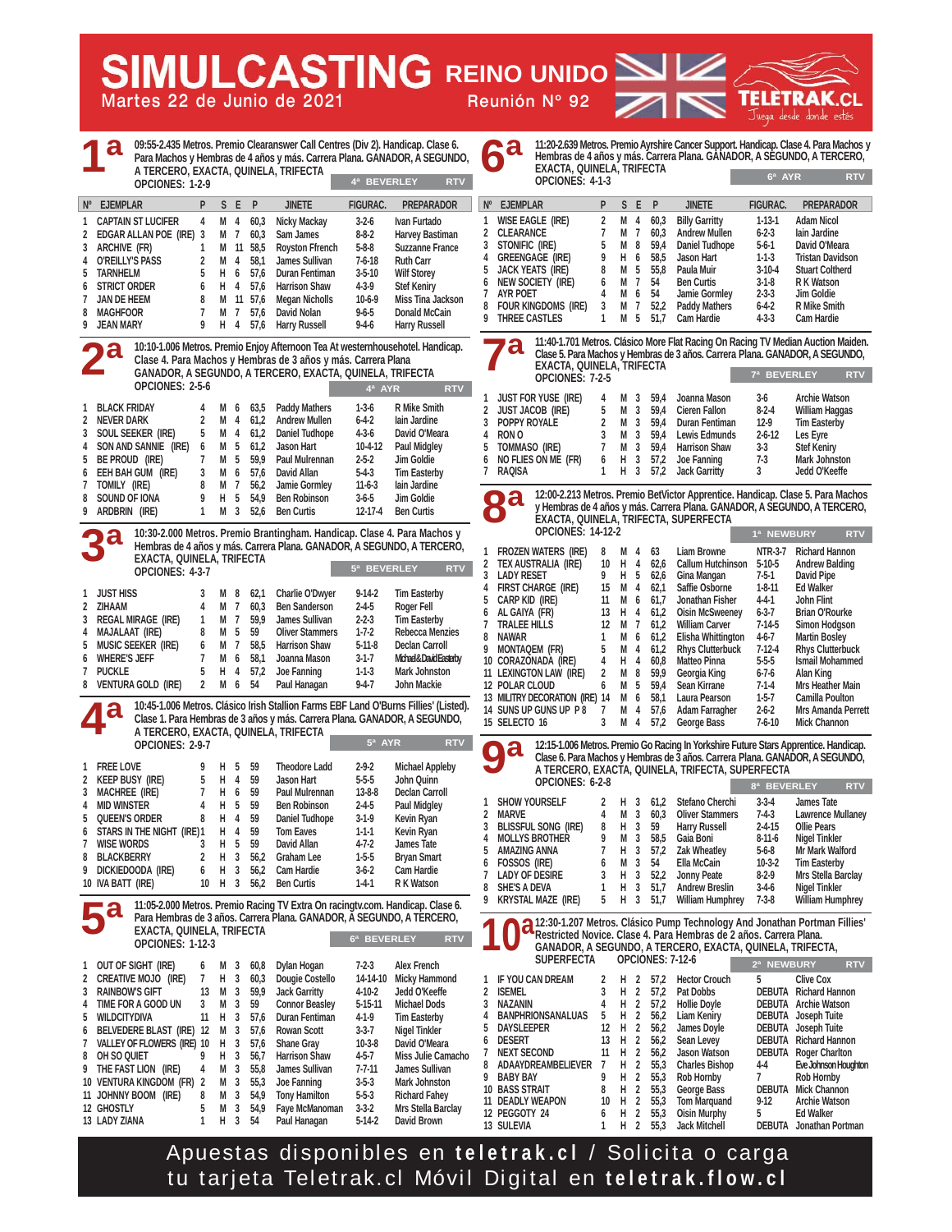# SIMULCASTING REINO UNIDO

Martes 22 de Junio de 2021 — Reunión N° 92 — TELETRAK.CL Juega desde donde estés

## 1ª

09:55-2.435 Metros. Premio Clearanswer Call Centres (Div 2). Handicap. Clase 6. Para Machos y Hembras de 4 años y más. Carrera Plana. GANADOR, A SEGUNDO, A TERCERO, EXACTA, QUINELA, TRIFECTA

OPCIONES: 1-2-9 — 4ª BEVERLEY — RTV

| Nº | EJEMPLAR | P | S | E | P | JINETE | FIGURAC. | PREPARADOR |
|---|---|---|---|---|---|---|---|---|
| 1 | CAPTAIN ST LUCIFER | 4 | M | 4 | 60,3 | Nicky Mackay | 3-2-6 | Ivan Furtado |
| 2 | EDGAR ALLAN POE (IRE) | 3 | M | 7 | 60,3 | Sam James | 8-8-2 | Harvey Bastiman |
| 3 | ARCHIVE (FR) | 1 | M | 11 | 58,5 | Royston Ffrench | 5-8-8 | Suzzanne France |
| 4 | O'REILLY'S PASS | 2 | M | 4 | 58,1 | James Sullivan | 7-6-18 | Ruth Carr |
| 5 | TARNHELM | 5 | H | 6 | 57,6 | Duran Fentiman | 3-5-10 | Wilf Storey |
| 6 | STRICT ORDER | 6 | H | 4 | 57,6 | Harrison Shaw | 4-3-9 | Stef Keniry |
| 7 | JAN DE HEEM | 8 | M | 11 | 57,6 | Megan Nicholls | 10-6-9 | Miss Tina Jackson |
| 8 | MAGHFOOR | 7 | M | 7 | 57,6 | David Nolan | 9-6-5 | Donald McCain |
| 9 | JEAN MARY | 9 | H | 4 | 57,6 | Harry Russell | 9-4-6 | Harry Russell |

## 2ª

10:10-1.006 Metros. Premio Enjoy Afternoon Tea At westernhousehotel. Handicap. Clase 4. Para Machos y Hembras de 3 años y más. Carrera Plana GANADOR, A SEGUNDO, A TERCERO, EXACTA, QUINELA, TRIFECTA

OPCIONES: 2-5-6 — 4ª AYR — RTV

| Nº | EJEMPLAR | P | S | E | P | JINETE | FIGURAC. | PREPARADOR |
|---|---|---|---|---|---|---|---|---|
| 1 | BLACK FRIDAY | 4 | M | 6 | 63,5 | Paddy Mathers | 1-3-6 | R Mike Smith |
| 2 | NEVER DARK | 2 | M | 4 | 61,2 | Andrew Mullen | 6-4-2 | Iain Jardine |
| 3 | SOUL SEEKER (IRE) | 5 | M | 4 | 61,2 | Daniel Tudhope | 4-3-6 | David O'Meara |
| 4 | SON AND SANNIE (IRE) | 6 | M | 5 | 61,2 | Jason Hart | 10-4-12 | Paul Midgley |
| 5 | BE PROUD (IRE) | 7 | M | 5 | 59,9 | Paul Mulrennan | 2-5-2 | Jim Goldie |
| 6 | EEH BAH GUM (IRE) | 3 | M | 6 | 57,6 | David Allan | 5-4-3 | Tim Easterby |
| 7 | TOMILY (IRE) | 8 | M | 7 | 56,2 | Jamie Gormley | 11-6-3 | Iain Jardine |
| 8 | SOUND OF IONA | 9 | H | 5 | 54,9 | Ben Robinson | 3-6-5 | Jim Goldie |
| 9 | ARDBRIN (IRE) | 1 | M | 3 | 52,6 | Ben Curtis | 12-17-4 | Ben Curtis |

## 3ª

10:30-2.000 Metros. Premio Brantingham. Handicap. Clase 4. Para Machos y Hembras de 4 años y más. Carrera Plana. GANADOR, A SEGUNDO, A TERCERO, EXACTA, QUINELA, TRIFECTA

OPCIONES: 4-3-7 — 5ª BEVERLEY — RTV

| Nº | EJEMPLAR | P | S | E | P | JINETE | FIGURAC. | PREPARADOR |
|---|---|---|---|---|---|---|---|---|
| 1 | JUST HISS | 3 | M | 8 | 62,1 | Charlie O'Dwyer | 9-14-2 | Tim Easterby |
| 2 | ZIHAAM | 4 | M | 7 | 60,3 | Ben Sanderson | 2-4-5 | Roger Fell |
| 3 | REGAL MIRAGE (IRE) | 1 | M | 7 | 59,9 | James Sullivan | 2-2-3 | Tim Easterby |
| 4 | MAJALAAT (IRE) | 8 | M | 5 | 59 | Oliver Stammers | 1-7-2 | Rebecca Menzies |
| 5 | MUSIC SEEKER (IRE) | 6 | M | 7 | 58,5 | Harrison Shaw | 5-11-8 | Declan Carroll |
| 6 | WHERE'S JEFF | 7 | M | 6 | 58,1 | Joanna Mason | 3-1-7 | Michael&David Easterby |
| 7 | PUCKLE | 5 | H | 4 | 57,2 | Joe Fanning | 1-1-3 | Mark Johnston |
| 8 | VENTURA GOLD (IRE) | 2 | M | 6 | 54 | Paul Hanagan | 9-4-7 | John Mackie |

## 4ª

10:45-1.006 Metros. Clásico Irish Stallion Farms EBF Land O'Burns Fillies' (Listed). Clase 1. Para Machos y Hembras de 3 años y más. Carrera Plana. GANADOR, A SEGUNDO, A TERCERO, EXACTA, QUINELA, TRIFECTA

OPCIONES: 2-9-7 — 5ª AYR — RTV

| Nº | EJEMPLAR | P | S | E | P | JINETE | FIGURAC. | PREPARADOR |
|---|---|---|---|---|---|---|---|---|
| 1 | FREE LOVE | 9 | H | 5 | 59 | Theodore Ladd | 2-9-2 | Michael Appleby |
| 2 | KEEP BUSY (IRE) | 5 | H | 4 | 59 | Jason Hart | 5-5-5 | John Quinn |
| 3 | MACHREE (IRE) | 7 | H | 6 | 59 | Paul Mulrennan | 13-8-8 | Declan Carroll |
| 4 | MID WINSTER | 4 | H | 5 | 59 | Ben Robinson | 2-4-5 | Paul Midgley |
| 5 | QUEEN'S ORDER | 8 | H | 4 | 59 | Daniel Tudhope | 3-1-9 | Kevin Ryan |
| 6 | STARS IN THE NIGHT (IRE) | 1 | H | 4 | 59 | Tom Eaves | 1-1-1 | Kevin Ryan |
| 7 | WISE WORDS | 3 | H | 5 | 59 | David Allan | 4-7-2 | James Tate |
| 8 | BLACKBERRY | 2 | H | 3 | 56,2 | Graham Lee | 1-5-5 | Bryan Smart |
| 9 | DICKIEDOODA (IRE) | 6 | H | 3 | 56,2 | Cam Hardie | 3-6-2 | Cam Hardie |
| 10 | IVA BATT (IRE) | 10 | H | 3 | 56,2 | Ben Curtis | 1-4-1 | R K Watson |

## 5ª

11:05-2.000 Metros. Premio Racing TV Extra On racingtv.com. Handicap. Clase 6. Para Hembras de 3 años. Carrera Plana. GANADOR, A SEGUNDO, A TERCERO, EXACTA, QUINELA, TRIFECTA

OPCIONES: 1-12-3 — 6ª BEVERLEY — RTV

| Nº | EJEMPLAR | P | S | E | P | JINETE | FIGURAC. | PREPARADOR |
|---|---|---|---|---|---|---|---|---|
| 1 | OUT OF SIGHT (IRE) | 6 | M | 3 | 60,8 | Dylan Hogan | 7-2-3 | Alex French |
| 2 | CREATIVE MOJO (IRE) | 7 | H | 3 | 60,3 | Dougie Costello | 14-14-10 | Micky Hammond |
| 3 | RAINBOW'S GIFT | 13 | M | 3 | 59,9 | Jack Garritty | 4-10-2 | Jedd O'Keeffe |
| 4 | TIME FOR A GOOD UN | 3 | M | 3 | 59 | Connor Beasley | 5-15-11 | Michael Dods |
| 5 | WILDCITYDIVA | 11 | H | 3 | 57,6 | Duran Fentiman | 4-1-9 | Tim Easterby |
| 6 | BELVEDERE BLAST (IRE) | 12 | M | 3 | 57,6 | Rowan Scott | 3-3-7 | Nigel Tinkler |
| 7 | VALLEY OF FLOWERS (IRE) | 10 | H | 3 | 57,6 | Shane Gray | 10-3-8 | David O'Meara |
| 8 | OH SO QUIET | 9 | H | 3 | 56,7 | Harrison Shaw | 4-5-7 | Miss Julie Camacho |
| 9 | THE FAST LION (IRE) | 4 | M | 3 | 55,8 | James Sullivan | 7-7-11 | James Sullivan |
| 10 | VENTURA KINGDOM (FR) | 2 | M | 3 | 55,3 | Joe Fanning | 3-5-3 | Mark Johnston |
| 11 | JOHNNY BOOM (IRE) | 8 | M | 3 | 54,9 | Tony Hamilton | 5-5-3 | Richard Fahey |
| 12 | GHOSTLY | 5 | M | 3 | 54,9 | Faye McManoman | 3-3-2 | Mrs Stella Barclay |
| 13 | LADY ZIANA | 1 | H | 3 | 54 | Paul Hanagan | 5-14-2 | David Brown |

## 6ª

11:20-2.639 Metros. Premio Ayrshire Cancer Support. Handicap. Clase 4. Para Machos y Hembras de 4 años y más. Carrera Plana. GANADOR, A SEGUNDO, A TERCERO, EXACTA, QUINELA, TRIFECTA

OPCIONES: 4-1-3 — 6ª AYR — RTV

| Nº | EJEMPLAR | P | S | E | P | JINETE | FIGURAC. | PREPARADOR |
|---|---|---|---|---|---|---|---|---|
| 1 | WISE EAGLE (IRE) | 2 | M | 4 | 60,3 | Billy Garritty | 1-13-1 | Adam Nicol |
| 2 | CLEARANCE | 7 | M | 7 | 60,3 | Andrew Mullen | 6-2-3 | Iain Jardine |
| 3 | STONIFIC (IRE) | 5 | M | 8 | 59,4 | Daniel Tudhope | 5-6-1 | David O'Meara |
| 4 | GREENGAGE (IRE) | 9 | H | 6 | 58,5 | Jason Hart | 1-1-3 | Tristan Davidson |
| 5 | JACK YEATS (IRE) | 8 | M | 5 | 55,8 | Paula Muir | 3-10-4 | Stuart Coltherd |
| 6 | NEW SOCIETY (IRE) | 6 | M | 7 | 54 | Ben Curtis | 3-1-8 | R K Watson |
| 7 | AYR POET | 4 | M | 6 | 54 | Jamie Gormley | 2-3-3 | Jim Goldie |
| 8 | FOUR KINGDOMS (IRE) | 3 | M | 7 | 52,2 | Paddy Mathers | 6-4-2 | R Mike Smith |
| 9 | THREE CASTLES | 1 | M | 5 | 51,7 | Cam Hardie | 4-3-3 | Cam Hardie |

## 7ª

11:40-1.701 Metros. Clásico More Flat Racing On Racing TV Median Auction Maiden. Clase 5. Para Machos y Hembras de 3 años y más. Carrera Plana. GANADOR, A SEGUNDO, A TERCERO, EXACTA, QUINELA, TRIFECTA

OPCIONES: 7-2-5 — 7ª BEVERLEY — RTV

| Nº | EJEMPLAR | P | S | E | P | JINETE | FIGURAC. | PREPARADOR |
|---|---|---|---|---|---|---|---|---|
| 1 | JUST FOR YUSE (IRE) | 4 | M | 3 | 59,4 | Joanna Mason | 3-6 | Archie Watson |
| 2 | JUST JACOB (IRE) | 5 | M | 3 | 59,4 | Cieren Fallon | 8-2-4 | William Haggas |
| 3 | POPPY ROYALE | 2 | M | 3 | 59,4 | Duran Fentiman | 12-9 | Tim Easterby |
| 4 | RON O | 3 | M | 3 | 59,4 | Lewis Edmunds | 2-6-12 | Les Eyre |
| 5 | TOMMASO (IRE) | 7 | M | 3 | 59,4 | Harrison Shaw | 3-3 | Stef Keniry |
| 6 | NO FLIES ON ME (FR) | 6 | H | 3 | 57,2 | Joe Fanning | 7-3 | Mark Johnston |
| 7 | RAQISA | 1 | H | 3 | 57,2 | Jack Garritty | 3 | Jedd O'Keeffe |

## 8ª

12:00-2.213 Metros. Premio BetVictor Apprentice. Handicap. Clase 5. Para Machos y Hembras de 4 años y más. Carrera Plana. GANADOR, A SEGUNDO, A TERCERO, EXACTA, QUINELA, TRIFECTA, SUPERFECTA

OPCIONES: 14-12-2 — 1ª NEWBURY — RTV

| Nº | EJEMPLAR | P | S | E | P | JINETE | FIGURAC. | PREPARADOR |
|---|---|---|---|---|---|---|---|---|
| 1 | FROZEN WATERS (IRE) | 8 | M | 4 | 63 | Liam Browne | NTR-3-7 | Richard Hannon |
| 2 | TEX AUSTRALIA (IRE) | 10 | H | 4 | 62,6 | Callum Hutchinson | 5-10-5 | Andrew Balding |
| 3 | LADY RESET | 9 | H | 5 | 62,6 | Gina Mangan | 7-5-1 | David Pipe |
| 4 | FIRST CHARGE (IRE) | 15 | M | 4 | 62,1 | Saffie Osborne | 1-8-11 | Ed Walker |
| 5 | CARP KID (IRE) | 11 | M | 6 | 61,7 | Jonathan Fisher | 4-4-1 | John Flint |
| 6 | AL GAIYA (FR) | 13 | H | 4 | 61,2 | Oisin McSweeney | 6-3-7 | Brian O'Rourke |
| 7 | TRALEE HILLS | 12 | M | 7 | 61,2 | William Carver | 7-14-5 | Simon Hodgson |
| 8 | NAWAR | 1 | M | 6 | 61,2 | Elisha Whittington | 4-6-7 | Martin Bosley |
| 9 | MONTAGUE (FR) | 5 | M | 4 | 61,2 | Rhys Clutterbuck | 7-12-4 | Rhys Clutterbuck |
| 10 | CORAZONADA (IRE) | 4 | H | 4 | 60,8 | Matteo Pinna | 5-5-5 | Ismail Mohammed |
| 11 | LEXINGTON LAW (IRE) | 2 | M | 8 | 59,9 | Georgia King | 6-7-6 | Alan King |
| 12 | POLAR CLOUD | 6 | M | 5 | 59,4 | Sean Kirrane | 7-1-4 | Mrs Heather Main |
| 13 | MILITRY DECORATION (IRE) | 14 | M | 6 | 58,1 | Laura Pearson | 1-5-7 | Camilla Poulton |
| 14 | SUNS UP GUNS UP P 8 | 7 | M | 4 | 57,6 | Adam Farragher | 2-6-2 | Mrs Amanda Perrett |
| 15 | SELECTO 16 | 3 | M | 4 | 57,2 | George Bass | 7-6-10 | Mick Channon |

## 9ª

12:15-1.006 Metros. Premio Go Racing In Yorkshire Future Stars Apprentice. Handicap. Clase 6. Para Machos y Hembras de 3 años. Carrera Plana. GANADOR, A SEGUNDO, A TERCERO, EXACTA, QUINELA, TRIFECTA, SUPERFECTA

OPCIONES: 6-2-8 — 8ª BEVERLEY — RTV

| Nº | EJEMPLAR | P | S | E | P | JINETE | FIGURAC. | PREPARADOR |
|---|---|---|---|---|---|---|---|---|
| 1 | SHOW YOURSELF | 2 | H | 3 | 61,2 | Stefano Cherchi | 3-3-4 | James Tate |
| 2 | MARVE | 4 | M | 3 | 60,3 | Oliver Stammers | 7-4-3 | Lawrence Mullaney |
| 3 | BLISSFUL SONG (IRE) | 8 | H | 3 | 59 | Harry Russell | 2-4-15 | Ollie Pears |
| 4 | MOLLYS BROTHER | 9 | M | 3 | 58,5 | Gaia Boni | 8-11-6 | Nigel Tinkler |
| 5 | AMAZING ANNA | 7 | H | 3 | 57,2 | Zak Wheatley | 5-6-8 | Mr Mark Walford |
| 6 | FOSSOS (IRE) | 6 | M | 3 | 54 | Ella McCain | 10-3-2 | Tim Easterby |
| 7 | LADY OF DESIRE | 3 | H | 3 | 52,2 | Jonny Peate | 8-2-9 | Mrs Stella Barclay |
| 8 | SHE'S A DEVA | 1 | H | 3 | 51,7 | Andrew Breslin | 3-4-6 | Nigel Tinkler |
| 9 | KRYSTAL MAZE (IRE) | 5 | H | 3 | 51,7 | William Humphrey | 7-3-8 | William Humphrey |

## 10ª

12:30-1.207 Metros. Clásico Pump Technology And Jonathan Portman Fillies' Restricted Novice. Clase 4. Para Hembras de 2 años. Carrera Plana. GANADOR, A SEGUNDO, A TERCERO, EXACTA, QUINELA, TRIFECTA, SUPERFECTA

OPCIONES: 7-12-6 — 2ª NEWBURY — RTV

| Nº | EJEMPLAR | P | S | E | P | JINETE | FIGURAC. | PREPARADOR |
|---|---|---|---|---|---|---|---|---|
| 1 | IF YOU CAN DREAM | 2 | H | 2 | 57,2 | Hector Crouch | 5 | Clive Cox |
| 2 | ISEMEL | 3 | H | 2 | 57,2 | Pat Dobbs | DEBUTA | Richard Hannon |
| 3 | NAZANIN | 4 | H | 2 | 57,2 | Hollie Doyle | DEBUTA | Archie Watson |
| 4 | BANPHRIONSANALUAS | 5 | H | 2 | 56,2 | Liam Keniry | DEBUTA | Joseph Tuite |
| 5 | DAYSLEEPER | 12 | H | 2 | 56,2 | James Doyle | DEBUTA | Joseph Tuite |
| 6 | DESERT | 13 | H | 2 | 56,2 | Sean Levey | DEBUTA | Richard Hannon |
| 7 | NEXT SECOND | 11 | H | 2 | 56,2 | Jason Watson | DEBUTA | Roger Charlton |
| 8 | ADAAYDREAMBELIEVER | 7 | H | 2 | 55,3 | Charles Bishop | 4-4 | Eve Johnson Houghton |
| 9 | BABY BAY | 9 | H | 2 | 55,3 | Rob Hornby | 7 | Rob Hornby |
| 10 | BASS STRAIT | 8 | H | 2 | 55,3 | George Bass | DEBUTA | Mick Channon |
| 11 | DEADLY WEAPON | 10 | H | 2 | 55,3 | Tom Marquand | 9-12 | Archie Watson |
| 12 | PEGGOTY 24 | 6 | H | 2 | 55,3 | Oisin Murphy | 5 | Ed Walker |
| 13 | SULEVIA | 1 | H | 2 | 55,3 | Jack Mitchell | DEBUTA | Jonathan Portman |

Apuestas disponibles en **teletrak.cl** / Solicita o carga tu tarjeta Teletrak.cl Móvil Digital en **teletrak.flow.cl**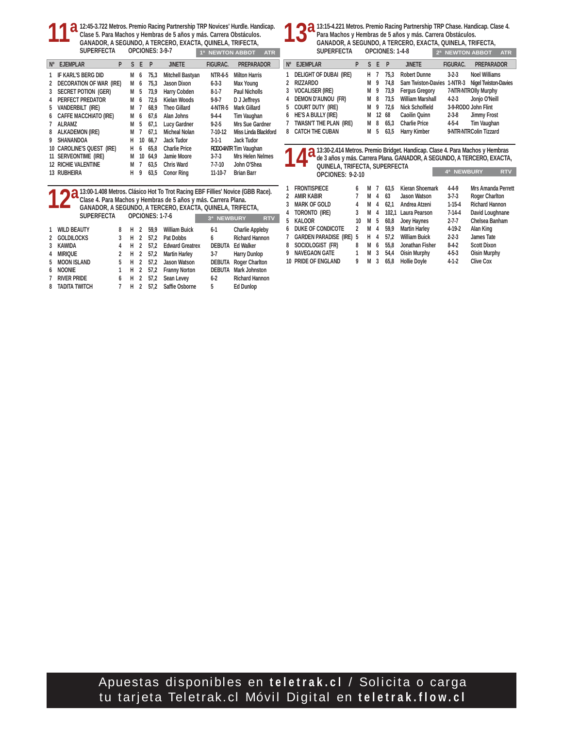## 11ª 12:45-3.722 Metros. Premio Racing Partnership TRP Novices' Hurdle. Handicap. Clase 5. Para Machos y Hembras de 5 años y más. Carrera Obstáculos.

GANADOR, A SEGUNDO, A TERCERO, EXACTA, QUINELA, TRIFECTA, SUPERFECTA OPCIONES: 3-9-7

1ª NEWTON ABBOT ATR

| Nº | EJEMPLAR | P | S | E | P | JINETE | FIGURAC. | PREPARADOR |
|---|---|---|---|---|---|---|---|---|
| 1 | IF KARL'S BERG DID | | M | 6 | 75,3 | Mitchell Bastyan | NTR-6-5 | Milton Harris |
| 2 | DECORATION OF WAR (IRE) | | M | 6 | 75,3 | Jason Dixon | 6-3-3 | Max Young |
| 3 | SECRET POTION (GER) | | M | 5 | 73,9 | Harry Cobden | 8-1-7 | Paul Nicholls |
| 4 | PERFECT PREDATOR | | M | 6 | 72,6 | Kielan Woods | 9-9-7 | D J Jeffreys |
| 5 | VANDERBILT (IRE) | | M | 7 | 68,9 | Theo Gillard | 4-NTR-5 | Mark Gillard |
| 6 | CAFFE MACCHIATO (IRE) | | M | 6 | 67,6 | Alan Johns | 9-4-4 | Tim Vaughan |
| 7 | ALRAMZ | | M | 5 | 67,1 | Lucy Gardner | 9-2-5 | Mrs Sue Gardner |
| 8 | ALKADEMON (IRE) | | M | 7 | 67,1 | Micheal Nolan | 7-10-12 | Miss Linda Blackford |
| 9 | SHANANDOA | | H | 10 | 66,7 | Jack Tudor | 3-1-1 | Jack Tudor |
| 10 | CAROLINE'S QUEST (IRE) | | H | 6 | 65,8 | Charlie Price | RODO-4-NTR | Tim Vaughan |
| 11 | SERVEONTIME (IRE) | | M | 10 | 64,9 | Jamie Moore | 3-7-3 | Mrs Helen Nelmes |
| 12 | RICHIE VALENTINE | | M | 7 | 63,5 | Chris Ward | 7-7-10 | John O'Shea |
| 13 | RUBHEIRA | | H | 9 | 63,5 | Conor Ring | 11-10-7 | Brian Barr |

## 12ª 13:00-1.408 Metros. Clásico Hot To Trot Racing EBF Fillies' Novice (GBB Race). Clase 4. Para Machos y Hembras de 5 años y más. Carrera Plana.

GANADOR, A SEGUNDO, A TERCERO, EXACTA, QUINELA, TRIFECTA, SUPERFECTA OPCIONES: 1-7-6

3ª NEWBURY RTV

| Nº | EJEMPLAR | P | S | E | P | JINETE | FIGURAC. | PREPARADOR |
|---|---|---|---|---|---|---|---|---|
| 1 | WILD BEAUTY | 8 | H | 2 | 59,9 | William Buick | 6-1 | Charlie Appleby |
| 2 | GOLDILOCKS | 3 | H | 2 | 57,2 | Pat Dobbs | 6 | Richard Hannon |
| 3 | KAWIDA | 4 | H | 2 | 57,2 | Edward Greatrex | DEBUTA | Ed Walker |
| 4 | MIRIQUE | 2 | H | 2 | 57,2 | Martin Harley | 3-7 | Harry Dunlop |
| 5 | MOON ISLAND | 5 | H | 2 | 57,2 | Jason Watson | DEBUTA | Roger Charlton |
| 6 | NOONIE | 1 | H | 2 | 57,2 | Franny Norton | DEBUTA | Mark Johnston |
| 7 | RIVER PRIDE | 6 | H | 2 | 57,2 | Sean Levey | 6-2 | Richard Hannon |
| 8 | TADITA TWITCH | 7 | H | 2 | 57,2 | Saffie Osborne | 5 | Ed Dunlop |

## 13ª 13:15-4.221 Metros. Premio Racing Partnership TRP Chase. Handicap. Clase 4. Para Machos y Hembras de 5 años y más. Carrera Obstáculos.

GANADOR, A SEGUNDO, A TERCERO, EXACTA, QUINELA, TRIFECTA, SUPERFECTA OPCIONES: 1-4-8

2ª NEWTON ABBOT ATR

| Nº | EJEMPLAR | P | S | E | P | JINETE | FIGURAC. | PREPARADOR |
|---|---|---|---|---|---|---|---|---|
| 1 | DELIGHT OF DUBAI (IRE) | | H | 7 | 75,3 | Robert Dunne | 3-2-3 | Noel Williams |
| 2 | RIZZARDO | | M | 9 | 74,8 | Sam Twiston-Davies | 1-NTR-3 | Nigel Twiston-Davies |
| 3 | VOCALISER (IRE) | | M | 9 | 73,9 | Fergus Gregory | 7-NTR-NTR | Olly Murphy |
| 4 | DEMON D'AUNOU (FR) | | M | 8 | 73,5 | William Marshall | 4-2-3 | Jonjo O'Neill |
| 5 | COURT DUTY (IRE) | | M | 9 | 72,6 | Nick Scholfield | 3-9-RODO | John Flint |
| 6 | HE'S A BULLY (IRE) | | M | 12 | 68 | Caoilin Quinn | 2-3-8 | Jimmy Frost |
| 7 | TWASN'T THE PLAN (IRE) | | M | 8 | 65,3 | Charlie Price | 4-5-4 | Tim Vaughan |
| 8 | CATCH THE CUBAN | | M | 5 | 63,5 | Harry Kimber | 9-NTR-NTR | Colin Tizzard |

## 14ª 13:30-2.414 Metros. Premio Bridget. Handicap. Clase 4. Para Machos y Hembras de 3 años y más. Carrera Plana. GANADOR, A SEGUNDO, A TERCERO, EXACTA, QUINELA, TRIFECTA, SUPERFECTA

OPCIONES: 9-2-10

4ª NEWBURY RTV

| Nº | EJEMPLAR | P | S | E | P | JINETE | FIGURAC. | PREPARADOR |
|---|---|---|---|---|---|---|---|---|
| 1 | FRONTISPIECE | 6 | M | 7 | 63,5 | Kieran Shoemark | 4-4-9 | Mrs Amanda Perrett |
| 2 | AMIR KABIR | 7 | M | 4 | 63 | Jason Watson | 3-7-3 | Roger Charlton |
| 3 | MARK OF GOLD | 4 | M | 4 | 62,1 | Andrea Atzeni | 1-15-4 | Richard Hannon |
| 4 | TORONTO (IRE) | 3 | M | 4 | 102,1 | Laura Pearson | 7-14-4 | David Loughnane |
| 5 | KALOOR | 10 | M | 5 | 60,8 | Joey Haynes | 2-7-7 | Chelsea Banham |
| 6 | DUKE OF CONDICOTE | 2 | M | 4 | 59,9 | Martin Harley | 4-19-2 | Alan King |
| 7 | GARDEN PARADISE (IRE) | 5 | H | 4 | 57,2 | William Buick | 2-2-3 | James Tate |
| 8 | SOCIOLOGIST (FR) | 8 | M | 6 | 55,8 | Jonathan Fisher | 8-4-2 | Scott Dixon |
| 9 | NAVEGAON GATE | 1 | M | 3 | 54,4 | Oisin Murphy | 4-5-3 | Oisin Murphy |
| 10 | PRIDE OF ENGLAND | 9 | M | 3 | 65,8 | Hollie Doyle | 4-1-2 | Clive Cox |

Apuestas disponibles en **teletrak.cl** / Solicita o carga tu tarjeta Teletrak.cl Móvil Digital en **teletrak.flow.cl**